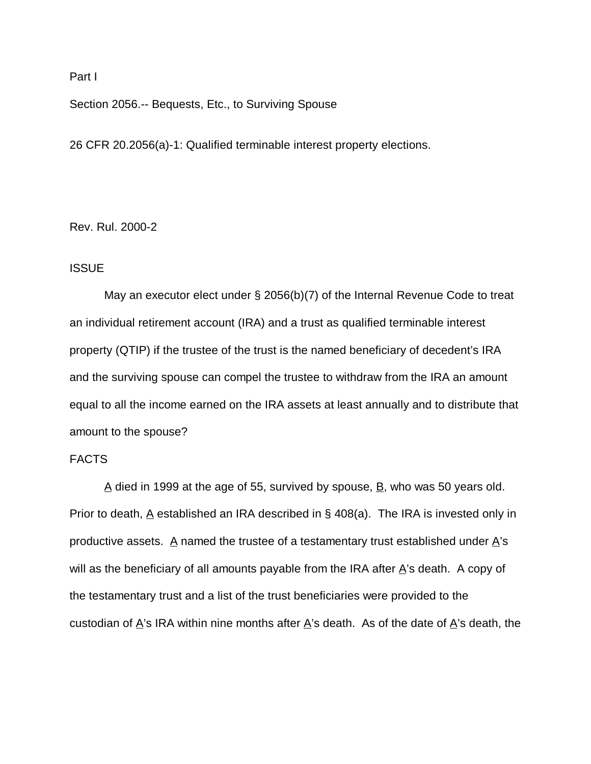Part I

Section 2056.-- Bequests, Etc., to Surviving Spouse

26 CFR 20.2056(a)-1: Qualified terminable interest property elections.

Rev. Rul. 2000-2

## ISSUE

May an executor elect under § 2056(b)(7) of the Internal Revenue Code to treat an individual retirement account (IRA) and a trust as qualified terminable interest property (QTIP) if the trustee of the trust is the named beneficiary of decedent's IRA and the surviving spouse can compel the trustee to withdraw from the IRA an amount equal to all the income earned on the IRA assets at least annually and to distribute that amount to the spouse?

## FACTS

A died in 1999 at the age of 55, survived by spouse, B, who was 50 years old. Prior to death, A established an IRA described in § 408(a). The IRA is invested only in productive assets. A named the trustee of a testamentary trust established under A's will as the beneficiary of all amounts payable from the IRA after A's death. A copy of the testamentary trust and a list of the trust beneficiaries were provided to the custodian of A's IRA within nine months after A's death. As of the date of A's death, the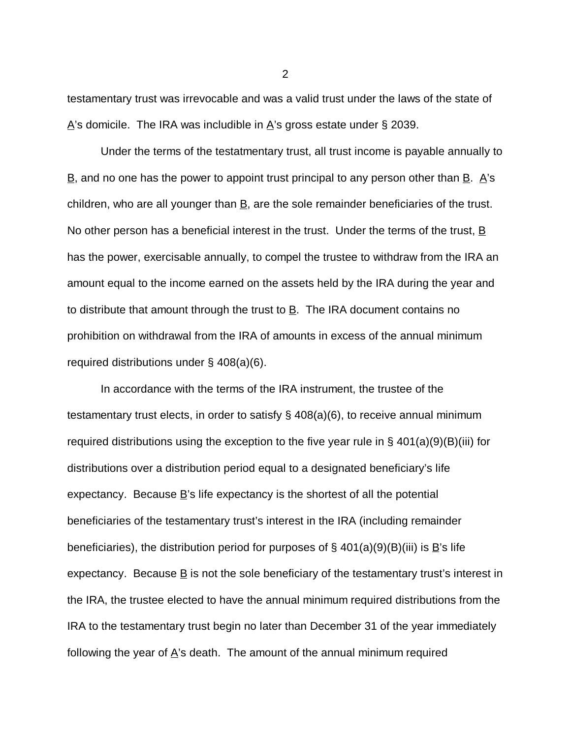testamentary trust was irrevocable and was a valid trust under the laws of the state of A's domicile. The IRA was includible in A's gross estate under § 2039.

Under the terms of the testatmentary trust, all trust income is payable annually to B, and no one has the power to appoint trust principal to any person other than B. A's children, who are all younger than B, are the sole remainder beneficiaries of the trust. No other person has a beneficial interest in the trust. Under the terms of the trust, B has the power, exercisable annually, to compel the trustee to withdraw from the IRA an amount equal to the income earned on the assets held by the IRA during the year and to distribute that amount through the trust to B. The IRA document contains no prohibition on withdrawal from the IRA of amounts in excess of the annual minimum required distributions under § 408(a)(6).

In accordance with the terms of the IRA instrument, the trustee of the testamentary trust elects, in order to satisfy § 408(a)(6), to receive annual minimum required distributions using the exception to the five year rule in § 401(a)(9)(B)(iii) for distributions over a distribution period equal to a designated beneficiary's life expectancy. Because B's life expectancy is the shortest of all the potential beneficiaries of the testamentary trust's interest in the IRA (including remainder beneficiaries), the distribution period for purposes of § 401(a)(9)(B)(iii) is B's life expectancy. Because B is not the sole beneficiary of the testamentary trust's interest in the IRA, the trustee elected to have the annual minimum required distributions from the IRA to the testamentary trust begin no later than December 31 of the year immediately following the year of A's death. The amount of the annual minimum required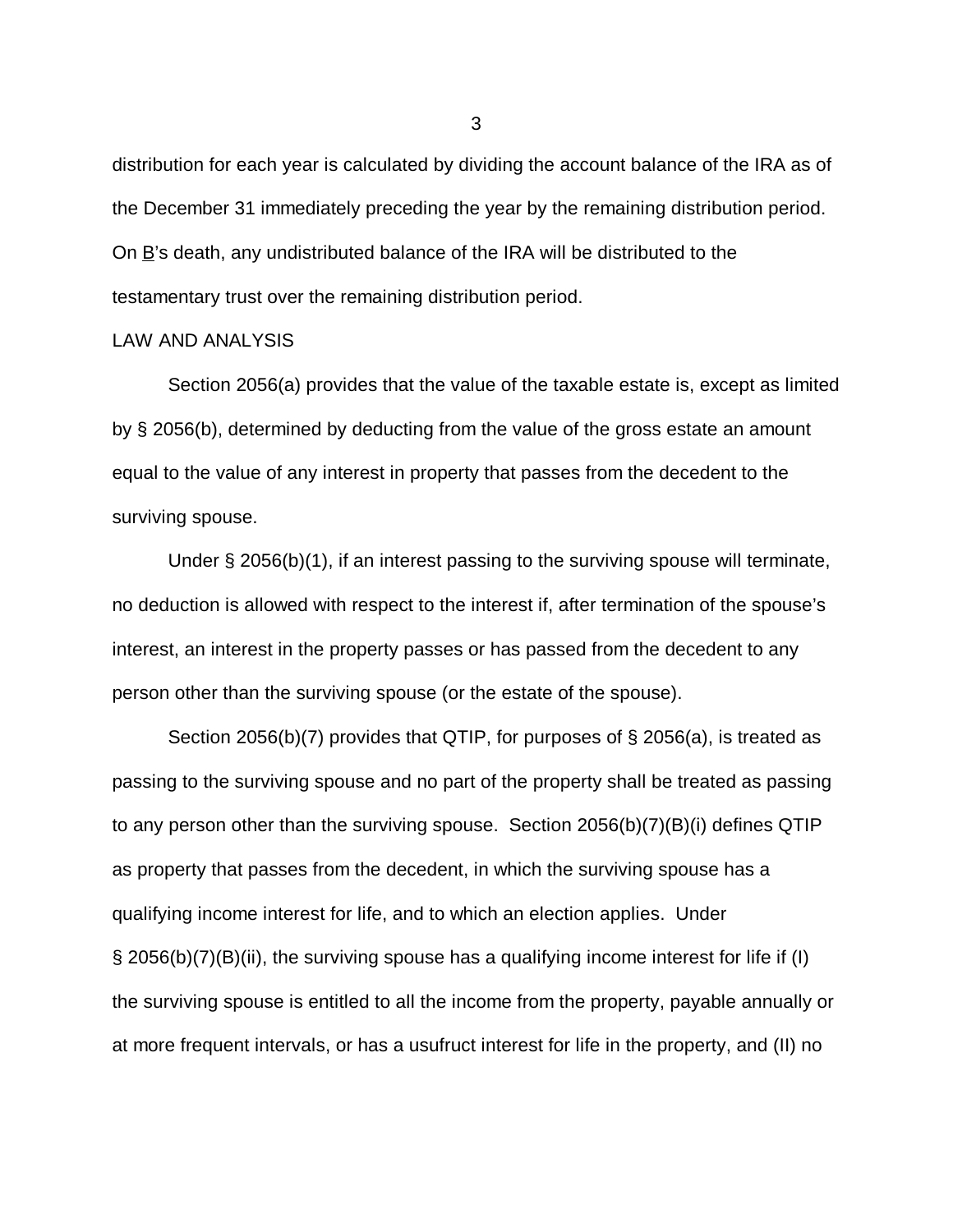distribution for each year is calculated by dividing the account balance of the IRA as of the December 31 immediately preceding the year by the remaining distribution period. On B's death, any undistributed balance of the IRA will be distributed to the testamentary trust over the remaining distribution period.

LAW AND ANALYSIS

Section 2056(a) provides that the value of the taxable estate is, except as limited by § 2056(b), determined by deducting from the value of the gross estate an amount equal to the value of any interest in property that passes from the decedent to the surviving spouse.

Under § 2056(b)(1), if an interest passing to the surviving spouse will terminate, no deduction is allowed with respect to the interest if, after termination of the spouse's interest, an interest in the property passes or has passed from the decedent to any person other than the surviving spouse (or the estate of the spouse).

Section 2056(b)(7) provides that QTIP, for purposes of § 2056(a), is treated as passing to the surviving spouse and no part of the property shall be treated as passing to any person other than the surviving spouse. Section 2056(b)(7)(B)(i) defines QTIP as property that passes from the decedent, in which the surviving spouse has a qualifying income interest for life, and to which an election applies. Under § 2056(b)(7)(B)(ii), the surviving spouse has a qualifying income interest for life if (I) the surviving spouse is entitled to all the income from the property, payable annually or at more frequent intervals, or has a usufruct interest for life in the property, and (II) no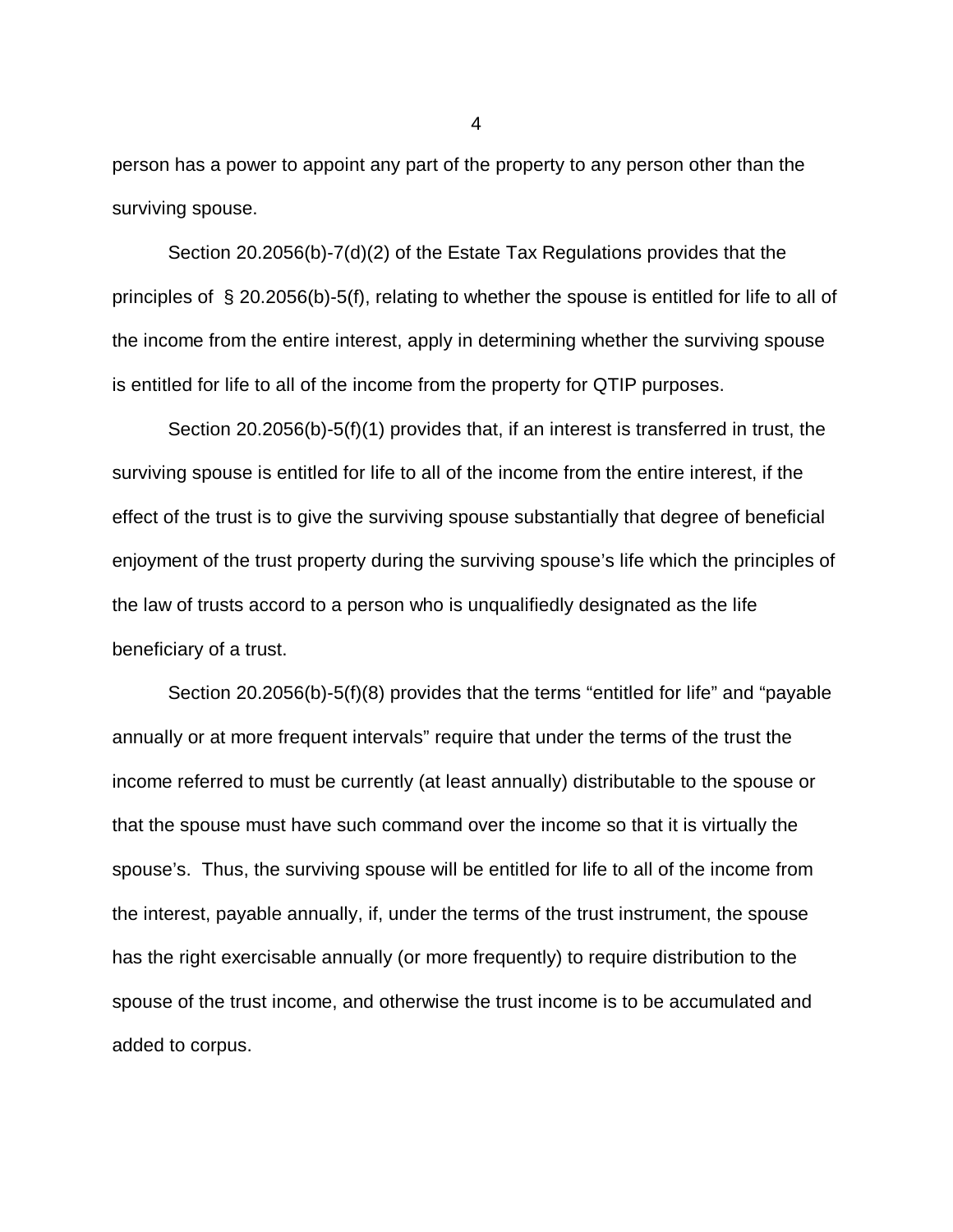person has a power to appoint any part of the property to any person other than the surviving spouse.

Section 20.2056(b)-7(d)(2) of the Estate Tax Regulations provides that the principles of § 20.2056(b)-5(f), relating to whether the spouse is entitled for life to all of the income from the entire interest, apply in determining whether the surviving spouse is entitled for life to all of the income from the property for QTIP purposes.

Section 20.2056(b)-5(f)(1) provides that, if an interest is transferred in trust, the surviving spouse is entitled for life to all of the income from the entire interest, if the effect of the trust is to give the surviving spouse substantially that degree of beneficial enjoyment of the trust property during the surviving spouse's life which the principles of the law of trusts accord to a person who is unqualifiedly designated as the life beneficiary of a trust.

Section 20.2056(b)-5(f)(8) provides that the terms "entitled for life" and "payable annually or at more frequent intervals" require that under the terms of the trust the income referred to must be currently (at least annually) distributable to the spouse or that the spouse must have such command over the income so that it is virtually the spouse's. Thus, the surviving spouse will be entitled for life to all of the income from the interest, payable annually, if, under the terms of the trust instrument, the spouse has the right exercisable annually (or more frequently) to require distribution to the spouse of the trust income, and otherwise the trust income is to be accumulated and added to corpus.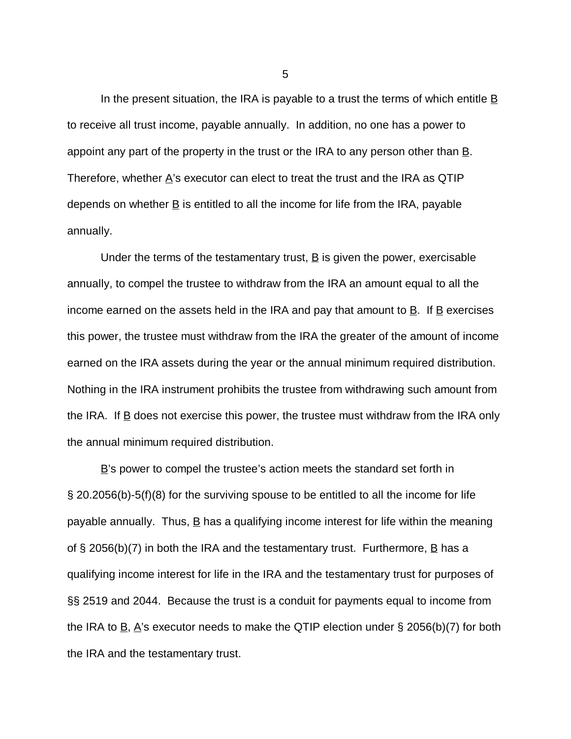In the present situation, the IRA is payable to a trust the terms of which entitle B to receive all trust income, payable annually. In addition, no one has a power to appoint any part of the property in the trust or the IRA to any person other than B. Therefore, whether A's executor can elect to treat the trust and the IRA as QTIP depends on whether B is entitled to all the income for life from the IRA, payable annually.

Under the terms of the testamentary trust, B is given the power, exercisable annually, to compel the trustee to withdraw from the IRA an amount equal to all the income earned on the assets held in the IRA and pay that amount to B. If B exercises this power, the trustee must withdraw from the IRA the greater of the amount of income earned on the IRA assets during the year or the annual minimum required distribution. Nothing in the IRA instrument prohibits the trustee from withdrawing such amount from the IRA. If B does not exercise this power, the trustee must withdraw from the IRA only the annual minimum required distribution.

B's power to compel the trustee's action meets the standard set forth in § 20.2056(b)-5(f)(8) for the surviving spouse to be entitled to all the income for life payable annually. Thus, B has a qualifying income interest for life within the meaning of § 2056(b)(7) in both the IRA and the testamentary trust. Furthermore, B has a qualifying income interest for life in the IRA and the testamentary trust for purposes of §§ 2519 and 2044. Because the trust is a conduit for payments equal to income from the IRA to B, A's executor needs to make the QTIP election under § 2056(b)(7) for both the IRA and the testamentary trust.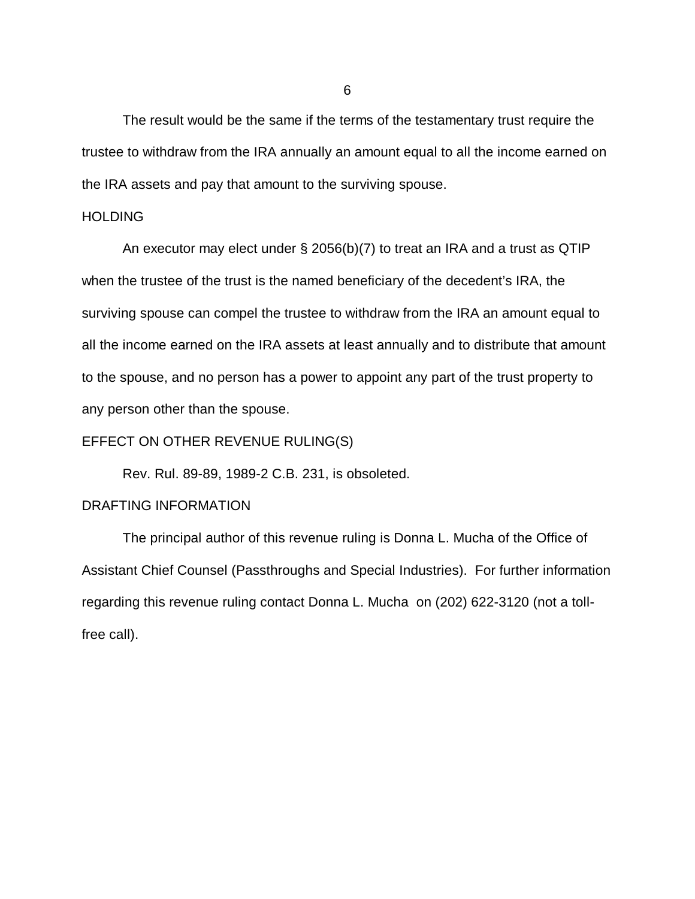The result would be the same if the terms of the testamentary trust require the trustee to withdraw from the IRA annually an amount equal to all the income earned on the IRA assets and pay that amount to the surviving spouse.

HOLDING

An executor may elect under § 2056(b)(7) to treat an IRA and a trust as QTIP when the trustee of the trust is the named beneficiary of the decedent's IRA, the surviving spouse can compel the trustee to withdraw from the IRA an amount equal to all the income earned on the IRA assets at least annually and to distribute that amount to the spouse, and no person has a power to appoint any part of the trust property to any person other than the spouse.

EFFECT ON OTHER REVENUE RULING(S)

Rev. Rul. 89-89, 1989-2 C.B. 231, is obsoleted.

DRAFTING INFORMATION

The principal author of this revenue ruling is Donna L. Mucha of the Office of Assistant Chief Counsel (Passthroughs and Special Industries). For further information regarding this revenue ruling contact Donna L. Mucha on (202) 622-3120 (not a toll-free call).